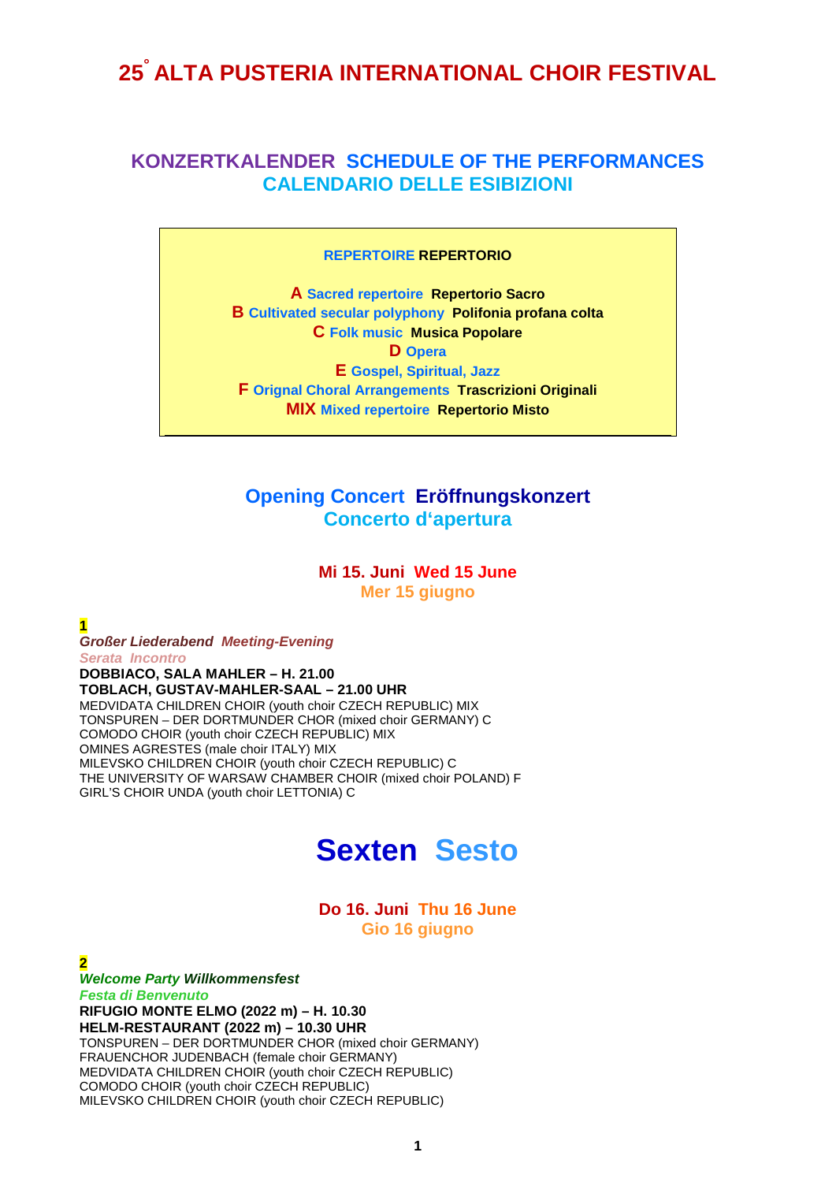# 25° ALTA PUSTERIA INTERNATIONAL CHOIR FESTIVAL

## KONZERTKALENDER SCHEDULE OF THE PERFORMANCES CALENDARIO DELLE ESIBIZIONI

**REPERTOIRE REPERTORIO**

**A** Sacred repertoire **Repertorio Sacro**
**B** Cultivated secular polyphony **Polifonia profana colta**
**C** Folk music **Musica Popolare**
**D** Opera
**E** Gospel, Spiritual, Jazz
**F** Orignal Choral Arrangements **Trascrizioni Originali**
**MIX** Mixed repertoire **Repertorio Misto**

## Opening Concert Eröffnungskonzert Concerto d'apertura

### Mi 15. Juni Wed 15 June Mer 15 giugno

**1**

***Großer Liederabend Meeting-Evening***
***Serata Incontro***

**DOBBIACO, SALA MAHLER – H. 21.00**
**TOBLACH, GUSTAV-MAHLER-SAAL – 21.00 UHR**

MEDVIDATA CHILDREN CHOIR (youth choir CZECH REPUBLIC) MIX
TONSPUREN – DER DORTMUNDER CHOR (mixed choir GERMANY) C
COMODO CHOIR (youth choir CZECH REPUBLIC) MIX
OMINES AGRESTES (male choir ITALY) MIX
MILEVSKO CHILDREN CHOIR (youth choir CZECH REPUBLIC) C
THE UNIVERSITY OF WARSAW CHAMBER CHOIR (mixed choir POLAND) F
GIRL'S CHOIR UNDA (youth choir LETTONIA) C

# Sexten Sesto

### Do 16. Juni Thu 16 June Gio 16 giugno

**2**

***Welcome Party Willkommensfest***
***Festa di Benvenuto***

**RIFUGIO MONTE ELMO (2022 m) – H. 10.30**
**HELM-RESTAURANT (2022 m) – 10.30 UHR**

TONSPUREN – DER DORTMUNDER CHOR (mixed choir GERMANY)
FRAUENCHOR JUDENBACH (female choir GERMANY)
MEDVIDATA CHILDREN CHOIR (youth choir CZECH REPUBLIC)
COMODO CHOIR (youth choir CZECH REPUBLIC)
MILEVSKO CHILDREN CHOIR (youth choir CZECH REPUBLIC)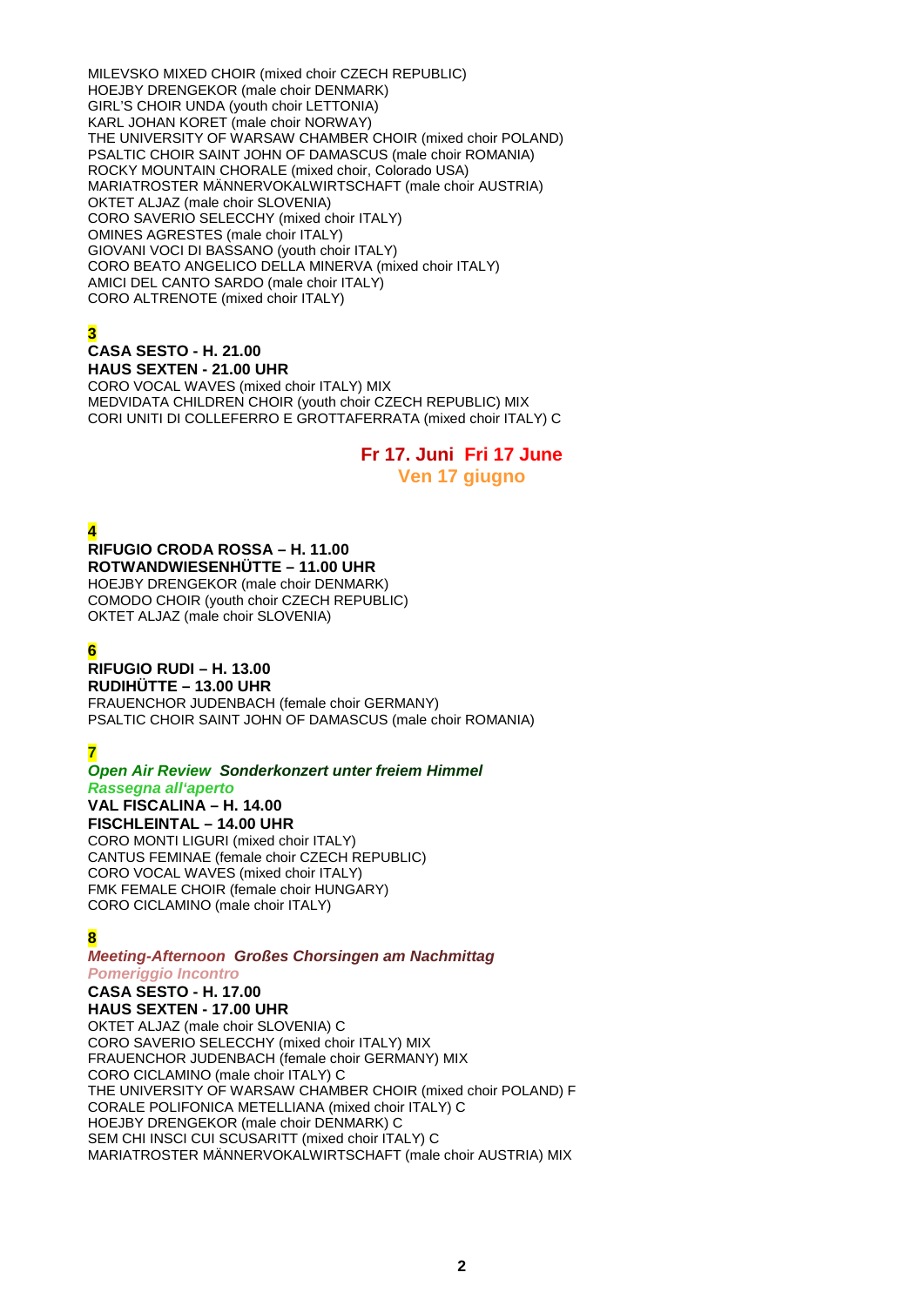MILEVSKO MIXED CHOIR (mixed choir CZECH REPUBLIC)
HOEJBY DRENGEKOR (male choir DENMARK)
GIRL'S CHOIR UNDA (youth choir LETTONIA)
KARL JOHAN KORET (male choir NORWAY)
THE UNIVERSITY OF WARSAW CHAMBER CHOIR (mixed choir POLAND)
PSALTIC CHOIR SAINT JOHN OF DAMASCUS (male choir ROMANIA)
ROCKY MOUNTAIN CHORALE (mixed choir, Colorado USA)
MARIATROSTER MÄNNERVOKALWIRTSCHAFT (male choir AUSTRIA)
OKTET ALJAZ (male choir SLOVENIA)
CORO SAVERIO SELECCHY (mixed choir ITALY)
OMINES AGRESTES (male choir ITALY)
GIOVANI VOCI DI BASSANO (youth choir ITALY)
CORO BEATO ANGELICO DELLA MINERVA (mixed choir ITALY)
AMICI DEL CANTO SARDO (male choir ITALY)
CORO ALTRENOTE (mixed choir ITALY)

**3**

**CASA SESTO - H. 21.00**
**HAUS SEXTEN - 21.00 UHR**
CORO VOCAL WAVES (mixed choir ITALY) MIX
MEDVIDATA CHILDREN CHOIR (youth choir CZECH REPUBLIC) MIX
CORI UNITI DI COLLEFERRO E GROTTAFERRATA (mixed choir ITALY) C

## Fr 17. Juni Fri 17 June
## Ven 17 giugno

**4**

**RIFUGIO CRODA ROSSA – H. 11.00**
**ROTWANDWIESENHÜTTE – 11.00 UHR**
HOEJBY DRENGEKOR (male choir DENMARK)
COMODO CHOIR (youth choir CZECH REPUBLIC)
OKTET ALJAZ (male choir SLOVENIA)

**6**

**RIFUGIO RUDI – H. 13.00**
**RUDIHÜTTE – 13.00 UHR**
FRAUENCHOR JUDENBACH (female choir GERMANY)
PSALTIC CHOIR SAINT JOHN OF DAMASCUS (male choir ROMANIA)

**7**

***Open Air Review Sonderkonzert unter freiem Himmel***
***Rassegna all'aperto***
**VAL FISCALINA – H. 14.00**
**FISCHLEINTAL – 14.00 UHR**
CORO MONTI LIGURI (mixed choir ITALY)
CANTUS FEMINAE (female choir CZECH REPUBLIC)
CORO VOCAL WAVES (mixed choir ITALY)
FMK FEMALE CHOIR (female choir HUNGARY)
CORO CICLAMINO (male choir ITALY)

**8**

***Meeting-Afternoon Großes Chorsingen am Nachmittag***
***Pomeriggio Incontro***
**CASA SESTO - H. 17.00**
**HAUS SEXTEN - 17.00 UHR**
OKTET ALJAZ (male choir SLOVENIA) C
CORO SAVERIO SELECCHY (mixed choir ITALY) MIX
FRAUENCHOR JUDENBACH (female choir GERMANY) MIX
CORO CICLAMINO (male choir ITALY) C
THE UNIVERSITY OF WARSAW CHAMBER CHOIR (mixed choir POLAND) F
CORALE POLIFONICA METELLIANA (mixed choir ITALY) C
HOEJBY DRENGEKOR (male choir DENMARK) C
SEM CHI INSCI CUI SCUSARITT (mixed choir ITALY) C
MARIATROSTER MÄNNERVOKALWIRTSCHAFT (male choir AUSTRIA) MIX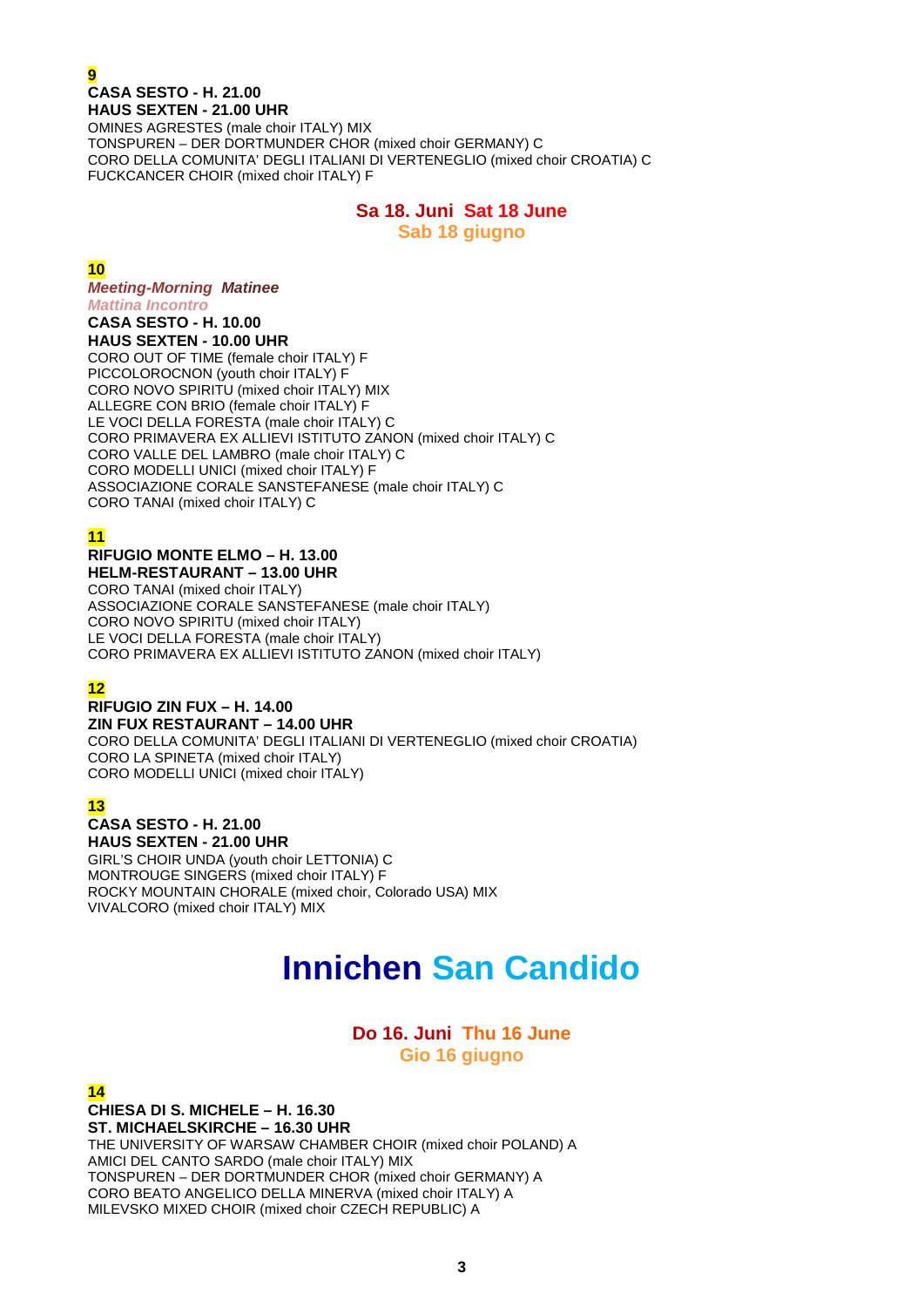**9**

**CASA SESTO - H. 21.00**
**HAUS SEXTEN - 21.00 UHR**
OMINES AGRESTES (male choir ITALY) MIX
TONSPUREN – DER DORTMUNDER CHOR (mixed choir GERMANY) C
CORO DELLA COMUNITA' DEGLI ITALIANI DI VERTENEGLIO (mixed choir CROATIA) C
FUCKCANCER CHOIR (mixed choir ITALY) F

## Sa 18. Juni Sat 18 June
## Sab 18 giugno

**10**

***Meeting-Morning Matinee***
***Mattina Incontro***
**CASA SESTO - H. 10.00**
**HAUS SEXTEN - 10.00 UHR**
CORO OUT OF TIME (female choir ITALY) F
PICCOLOROCNON (youth choir ITALY) F
CORO NOVO SPIRITU (mixed choir ITALY) MIX
ALLEGRE CON BRIO (female choir ITALY) F
LE VOCI DELLA FORESTA (male choir ITALY) C
CORO PRIMAVERA EX ALLIEVI ISTITUTO ZANON (mixed choir ITALY) C
CORO VALLE DEL LAMBRO (male choir ITALY) C
CORO MODELLI UNICI (mixed choir ITALY) F
ASSOCIAZIONE CORALE SANSTEFANESE (male choir ITALY) C
CORO TANAI (mixed choir ITALY) C

**11**

**RIFUGIO MONTE ELMO – H. 13.00**
**HELM-RESTAURANT – 13.00 UHR**
CORO TANAI (mixed choir ITALY)
ASSOCIAZIONE CORALE SANSTEFANESE (male choir ITALY)
CORO NOVO SPIRITU (mixed choir ITALY)
LE VOCI DELLA FORESTA (male choir ITALY)
CORO PRIMAVERA EX ALLIEVI ISTITUTO ZANON (mixed choir ITALY)

**12**

**RIFUGIO ZIN FUX – H. 14.00**
**ZIN FUX RESTAURANT – 14.00 UHR**
CORO DELLA COMUNITA' DEGLI ITALIANI DI VERTENEGLIO (mixed choir CROATIA)
CORO LA SPINETA (mixed choir ITALY)
CORO MODELLI UNICI (mixed choir ITALY)

**13**

**CASA SESTO - H. 21.00**
**HAUS SEXTEN - 21.00 UHR**
GIRL'S CHOIR UNDA (youth choir LETTONIA) C
MONTROUGE SINGERS (mixed choir ITALY) F
ROCKY MOUNTAIN CHORALE (mixed choir, Colorado USA) MIX
VIVALCORO (mixed choir ITALY) MIX

# Innichen San Candido

## Do 16. Juni Thu 16 June
## Gio 16 giugno

**14**

**CHIESA DI S. MICHELE – H. 16.30**
**ST. MICHAELSKIRCHE – 16.30 UHR**
THE UNIVERSITY OF WARSAW CHAMBER CHOIR (mixed choir POLAND) A
AMICI DEL CANTO SARDO (male choir ITALY) MIX
TONSPUREN – DER DORTMUNDER CHOR (mixed choir GERMANY) A
CORO BEATO ANGELICO DELLA MINERVA (mixed choir ITALY) A
MILEVSKO MIXED CHOIR (mixed choir CZECH REPUBLIC) A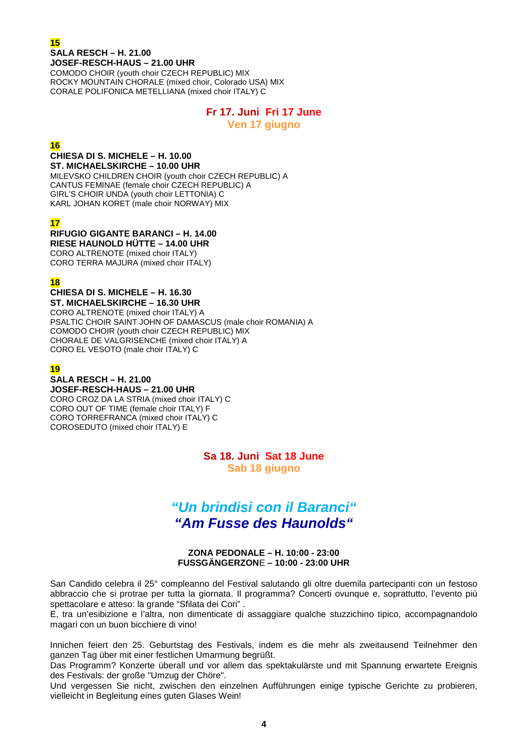**15**
**SALA RESCH – H. 21.00**
**JOSEF-RESCH-HAUS – 21.00 UHR**
COMODO CHOIR (youth choir CZECH REPUBLIC) MIX
ROCKY MOUNTAIN CHORALE (mixed choir, Colorado USA) MIX
CORALE POLIFONICA METELLIANA (mixed choir ITALY) C

## Fr 17. Juni Fri 17 June
## Ven 17 giugno

**16**
**CHIESA DI S. MICHELE – H. 10.00**
**ST. MICHAELSKIRCHE – 10.00 UHR**
MILEVSKO CHILDREN CHOIR (youth choir CZECH REPUBLIC) A
CANTUS FEMINAE (female choir CZECH REPUBLIC) A
GIRL'S CHOIR UNDA (youth choir LETTONIA) C
KARL JOHAN KORET (male choir NORWAY) MIX

**17**
**RIFUGIO GIGANTE BARANCI – H. 14.00**
**RIESE HAUNOLD HÜTTE – 14.00 UHR**
CORO ALTRENOTE (mixed choir ITALY)
CORO TERRA MAJURA (mixed choir ITALY)

**18**
**CHIESA DI S. MICHELE – H. 16.30**
**ST. MICHAELSKIRCHE – 16.30 UHR**
CORO ALTRENOTE (mixed choir ITALY) A
PSALTIC CHOIR SAINT JOHN OF DAMASCUS (male choir ROMANIA) A
COMODO CHOIR (youth choir CZECH REPUBLIC) MIX
CHORALE DE VALGRISENCHE (mixed choir ITALY) A
CORO EL VESOTO (male choir ITALY) C

**19**
**SALA RESCH – H. 21.00**
**JOSEF-RESCH-HAUS – 21.00 UHR**
CORO CROZ DA LA STRIA (mixed choir ITALY) C
CORO OUT OF TIME (female choir ITALY) F
CORO TORREFRANCA (mixed choir ITALY) C
COROSEDUTO (mixed choir ITALY) E

## Sa 18. Juni Sat 18 June
## Sab 18 giugno

# *"Un brindisi con il Baranci"*
# *"Am Fusse des Haunolds"*

**ZONA PEDONALE – H. 10:00 - 23:00**
**FUSSGÄNGERZONE – 10:00 - 23:00 UHR**

San Candido celebra il 25° compleanno del Festival salutando gli oltre duemila partecipanti con un festoso abbraccio che si protrae per tutta la giornata. Il programma? Concerti ovunque e, soprattutto, l'evento più spettacolare e atteso: la grande "Sfilata dei Cori" .
E, tra un'esibizione e l'altra, non dimenticate di assaggiare qualche stuzzichino tipico, accompagnandolo magari con un buon bicchiere di vino!

Innichen feiert den 25. Geburtstag des Festivals, indem es die mehr als zweitausend Teilnehmer den ganzen Tag über mit einer festlichen Umarmung begrüßt.
Das Programm? Konzerte überall und vor allem das spektakulärste und mit Spannung erwartete Ereignis des Festivals: der große "Umzug der Chöre".
Und vergessen Sie nicht, zwischen den einzelnen Aufführungen einige typische Gerichte zu probieren, vielleicht in Begleitung eines guten Glases Wein!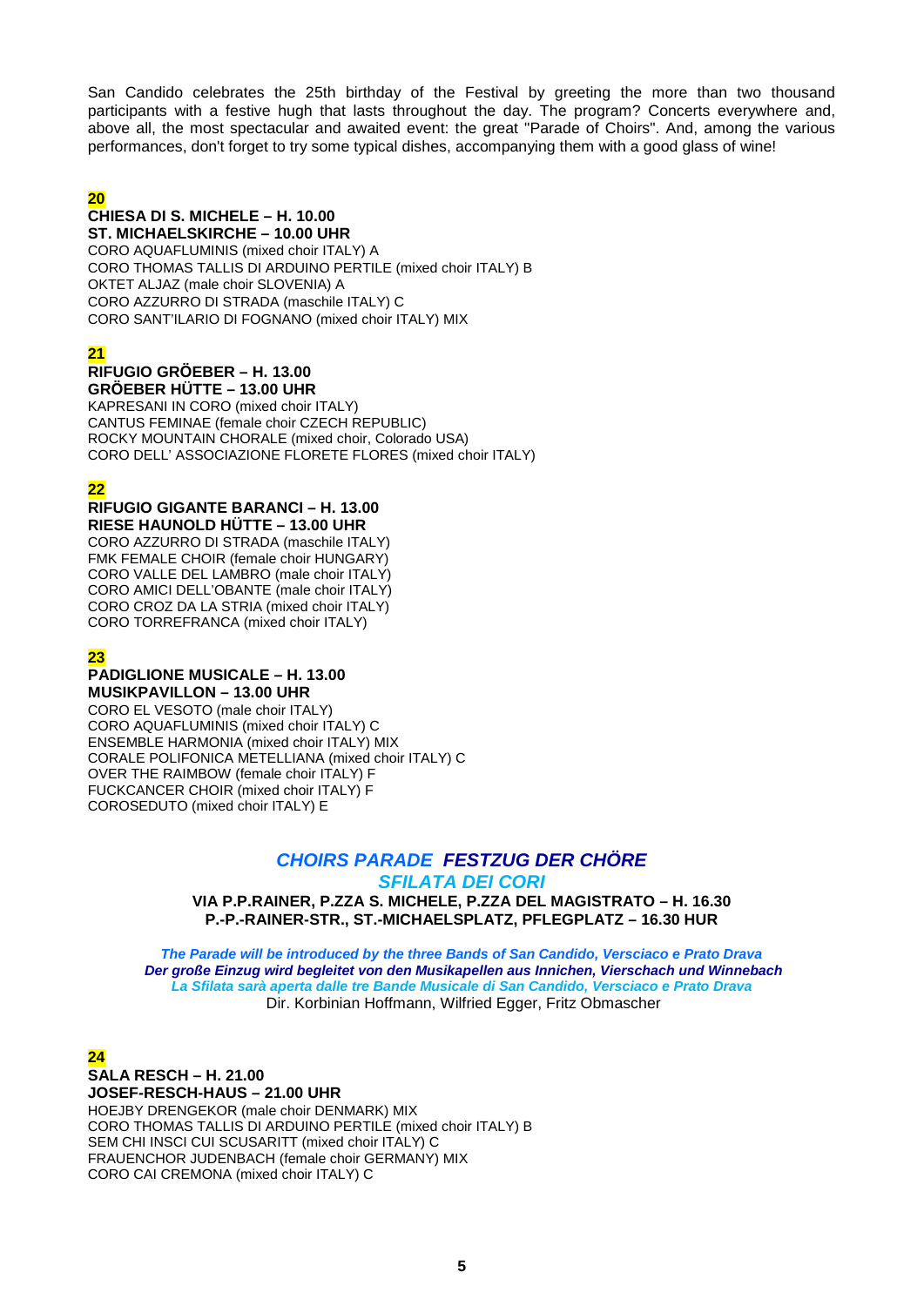San Candido celebrates the 25th birthday of the Festival by greeting the more than two thousand participants with a festive hugh that lasts throughout the day. The program? Concerts everywhere and, above all, the most spectacular and awaited event: the great "Parade of Choirs". And, among the various performances, don't forget to try some typical dishes, accompanying them with a good glass of wine!

**20**

**CHIESA DI S. MICHELE – H. 10.00**
**ST. MICHAELSKIRCHE – 10.00 UHR**

CORO AQUAFLUMINIS (mixed choir ITALY) A
CORO THOMAS TALLIS DI ARDUINO PERTILE (mixed choir ITALY) B
OKTET ALJAZ (male choir SLOVENIA) A
CORO AZZURRO DI STRADA (maschile ITALY) C
CORO SANT'ILARIO DI FOGNANO (mixed choir ITALY) MIX

**21**

**RIFUGIO GRÖEBER – H. 13.00**
**GRÖEBER HÜTTE – 13.00 UHR**

KAPRESANI IN CORO (mixed choir ITALY)
CANTUS FEMINAE (female choir CZECH REPUBLIC)
ROCKY MOUNTAIN CHORALE (mixed choir, Colorado USA)
CORO DELL' ASSOCIAZIONE FLORETE FLORES (mixed choir ITALY)

**22**

**RIFUGIO GIGANTE BARANCI – H. 13.00**
**RIESE HAUNOLD HÜTTE – 13.00 UHR**

CORO AZZURRO DI STRADA (maschile ITALY)
FMK FEMALE CHOIR (female choir HUNGARY)
CORO VALLE DEL LAMBRO (male choir ITALY)
CORO AMICI DELL'OBANTE (male choir ITALY)
CORO CROZ DA LA STRIA (mixed choir ITALY)
CORO TORREFRANCA (mixed choir ITALY)

**23**

**PADIGLIONE MUSICALE – H. 13.00**
**MUSIKPAVILLON – 13.00 UHR**

CORO EL VESOTO (male choir ITALY)
CORO AQUAFLUMINIS (mixed choir ITALY) C
ENSEMBLE HARMONIA (mixed choir ITALY) MIX
CORALE POLIFONICA METELLIANA (mixed choir ITALY) C
OVER THE RAIMBOW (female choir ITALY) F
FUCKCANCER CHOIR (mixed choir ITALY) F
COROSEDUTO (mixed choir ITALY) E

## *CHOIRS PARADE* *FESTZUG DER CHÖRE*
## *SFILATA DEI CORI*

**VIA P.P.RAINER, P.ZZA S. MICHELE, P.ZZA DEL MAGISTRATO – H. 16.30**
**P.-P.-RAINER-STR., ST.-MICHAELSPLATZ, PFLEGPLATZ – 16.30 HUR**

***The Parade will be introduced by the three Bands of San Candido, Versciaco e Prato Drava***
***Der große Einzug wird begleitet von den Musikapellen aus Innichen, Vierschach und Winnebach***
***La Sfilata sarà aperta dalle tre Bande Musicale di San Candido, Versciaco e Prato Drava***
Dir. Korbinian Hoffmann, Wilfried Egger, Fritz Obmascher

**24**

**SALA RESCH – H. 21.00**
**JOSEF-RESCH-HAUS – 21.00 UHR**

HOEJBY DRENGEKOR (male choir DENMARK) MIX
CORO THOMAS TALLIS DI ARDUINO PERTILE (mixed choir ITALY) B
SEM CHI INSCI CUI SCUSARITT (mixed choir ITALY) C
FRAUENCHOR JUDENBACH (female choir GERMANY) MIX
CORO CAI CREMONA (mixed choir ITALY) C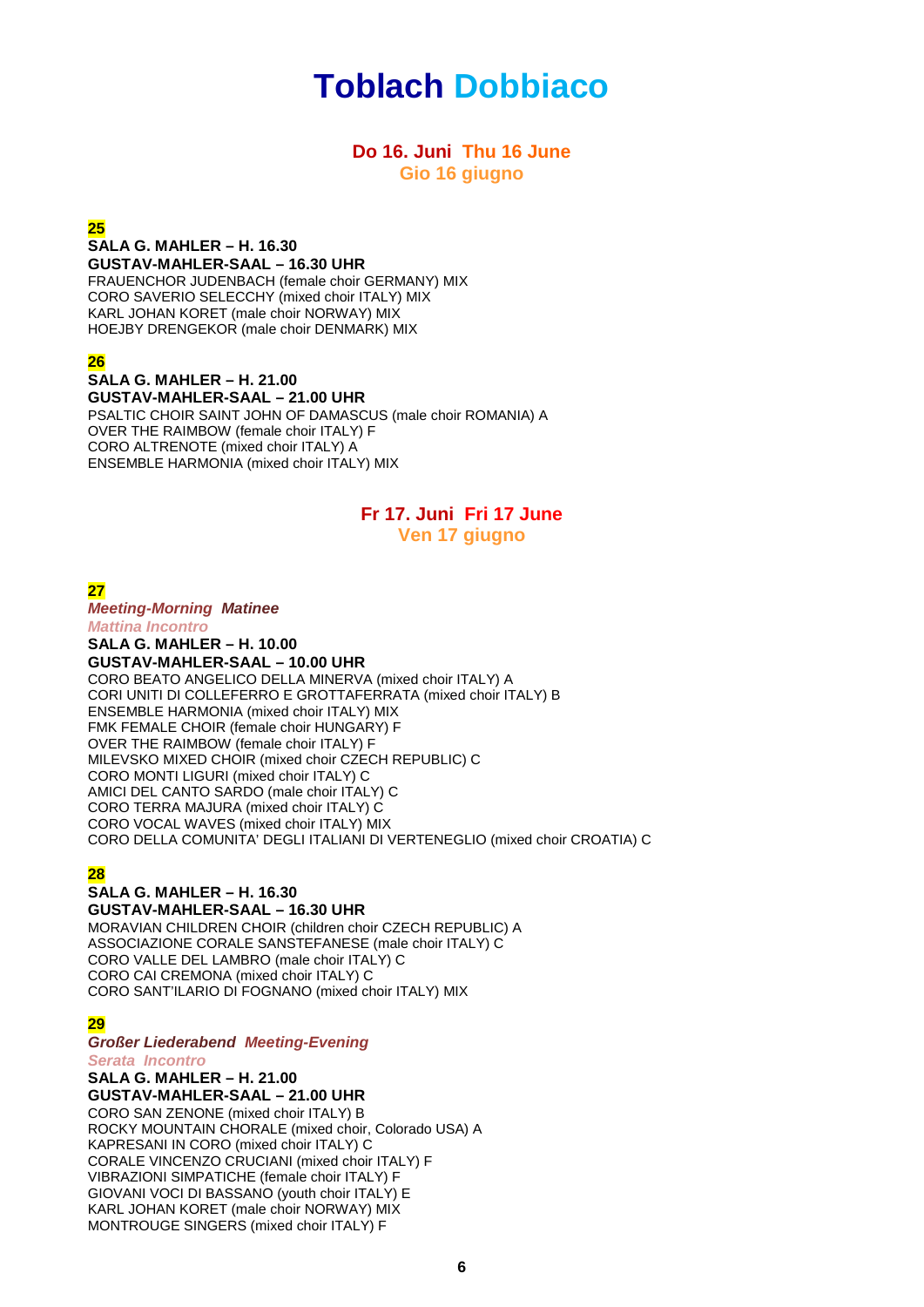# Toblach Dobbiaco

## Do 16. Juni Thu 16 June
## Gio 16 giugno

**25**

**SALA G. MAHLER – H. 16.30**
**GUSTAV-MAHLER-SAAL – 16.30 UHR**
FRAUENCHOR JUDENBACH (female choir GERMANY) MIX
CORO SAVERIO SELECCHY (mixed choir ITALY) MIX
KARL JOHAN KORET (male choir NORWAY) MIX
HOEJBY DRENGEKOR (male choir DENMARK) MIX

**26**

**SALA G. MAHLER – H. 21.00**
**GUSTAV-MAHLER-SAAL – 21.00 UHR**
PSALTIC CHOIR SAINT JOHN OF DAMASCUS (male choir ROMANIA) A
OVER THE RAIMBOW (female choir ITALY) F
CORO ALTRENOTE (mixed choir ITALY) A
ENSEMBLE HARMONIA (mixed choir ITALY) MIX

## Fr 17. Juni Fri 17 June
## Ven 17 giugno

**27**

***Meeting-Morning Matinee***
***Mattina Incontro***
**SALA G. MAHLER – H. 10.00**
**GUSTAV-MAHLER-SAAL – 10.00 UHR**
CORO BEATO ANGELICO DELLA MINERVA (mixed choir ITALY) A
CORI UNITI DI COLLEFERRO E GROTTAFERRATA (mixed choir ITALY) B
ENSEMBLE HARMONIA (mixed choir ITALY) MIX
FMK FEMALE CHOIR (female choir HUNGARY) F
OVER THE RAIMBOW (female choir ITALY) F
MILEVSKO MIXED CHOIR (mixed choir CZECH REPUBLIC) C
CORO MONTI LIGURI (mixed choir ITALY) C
AMICI DEL CANTO SARDO (male choir ITALY) C
CORO TERRA MAJURA (mixed choir ITALY) C
CORO VOCAL WAVES (mixed choir ITALY) MIX
CORO DELLA COMUNITA' DEGLI ITALIANI DI VERTENEGLIO (mixed choir CROATIA) C

**28**

**SALA G. MAHLER – H. 16.30**
**GUSTAV-MAHLER-SAAL – 16.30 UHR**
MORAVIAN CHILDREN CHOIR (children choir CZECH REPUBLIC) A
ASSOCIAZIONE CORALE SANSTEFANESE (male choir ITALY) C
CORO VALLE DEL LAMBRO (male choir ITALY) C
CORO CAI CREMONA (mixed choir ITALY) C
CORO SANT'ILARIO DI FOGNANO (mixed choir ITALY) MIX

**29**

***Großer Liederabend Meeting-Evening***
***Serata Incontro***
**SALA G. MAHLER – H. 21.00**
**GUSTAV-MAHLER-SAAL – 21.00 UHR**
CORO SAN ZENONE (mixed choir ITALY) B
ROCKY MOUNTAIN CHORALE (mixed choir, Colorado USA) A
KAPRESANI IN CORO (mixed choir ITALY) C
CORALE VINCENZO CRUCIANI (mixed choir ITALY) F
VIBRAZIONI SIMPATICHE (female choir ITALY) F
GIOVANI VOCI DI BASSANO (youth choir ITALY) E
KARL JOHAN KORET (male choir NORWAY) MIX
MONTROUGE SINGERS (mixed choir ITALY) F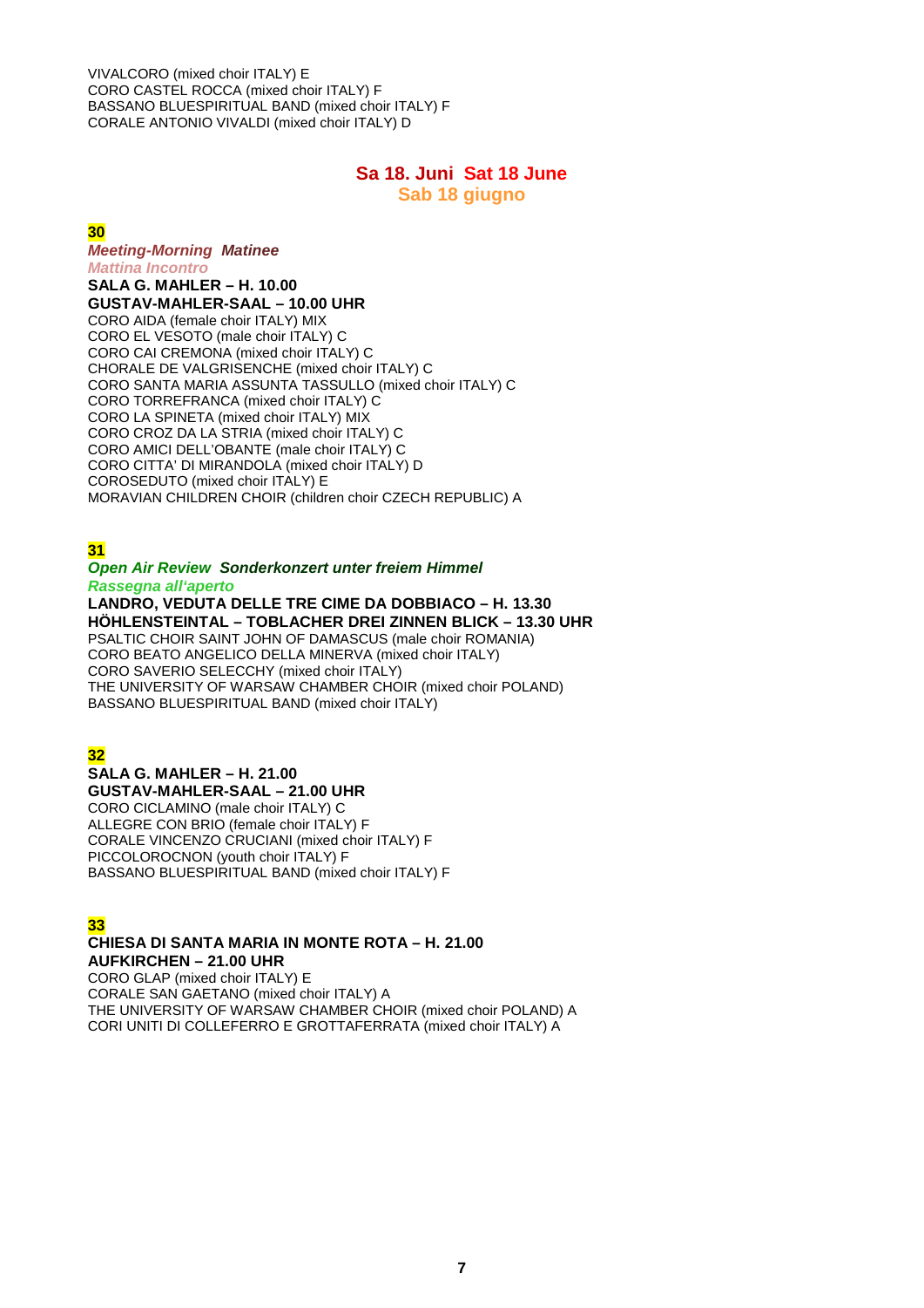VIVALCORO (mixed choir ITALY) E
CORO CASTEL ROCCA (mixed choir ITALY) F
BASSANO BLUESPIRITUAL BAND (mixed choir ITALY) F
CORALE ANTONIO VIVALDI (mixed choir ITALY) D

## Sa 18. Juni  Sat 18 June
## Sab 18 giugno

### 30

***Meeting-Morning  Matinee***
***Mattina Incontro***

**SALA G. MAHLER – H. 10.00**
**GUSTAV-MAHLER-SAAL – 10.00 UHR**

CORO AIDA (female choir ITALY) MIX
CORO EL VESOTO (male choir ITALY) C
CORO CAI CREMONA (mixed choir ITALY) C
CHORALE DE VALGRISENCHE (mixed choir ITALY) C
CORO SANTA MARIA ASSUNTA TASSULLO (mixed choir ITALY) C
CORO TORREFRANCA (mixed choir ITALY) C
CORO LA SPINETA (mixed choir ITALY) MIX
CORO CROZ DA LA STRIA (mixed choir ITALY) C
CORO AMICI DELL'OBANTE (male choir ITALY) C
CORO CITTA' DI MIRANDOLA (mixed choir ITALY) D
COROSEDUTO (mixed choir ITALY) E
MORAVIAN CHILDREN CHOIR (children choir CZECH REPUBLIC) A

### 31

***Open Air Review  Sonderkonzert unter freiem Himmel***
***Rassegna all'aperto***

**LANDRO, VEDUTA DELLE TRE CIME DA DOBBIACO – H. 13.30**
**HÖHLENSTEINTAL – TOBLACHER DREI ZINNEN BLICK – 13.30 UHR**

PSALTIC CHOIR SAINT JOHN OF DAMASCUS (male choir ROMANIA)
CORO BEATO ANGELICO DELLA MINERVA (mixed choir ITALY)
CORO SAVERIO SELECCHY (mixed choir ITALY)
THE UNIVERSITY OF WARSAW CHAMBER CHOIR (mixed choir POLAND)
BASSANO BLUESPIRITUAL BAND (mixed choir ITALY)

### 32

**SALA G. MAHLER – H. 21.00**
**GUSTAV-MAHLER-SAAL – 21.00 UHR**

CORO CICLAMINO (male choir ITALY) C
ALLEGRE CON BRIO (female choir ITALY) F
CORALE VINCENZO CRUCIANI (mixed choir ITALY) F
PICCOLOROCNON (youth choir ITALY) F
BASSANO BLUESPIRITUAL BAND (mixed choir ITALY) F

### 33

**CHIESA DI SANTA MARIA IN MONTE ROTA – H. 21.00**
**AUFKIRCHEN – 21.00 UHR**

CORO GLAP (mixed choir ITALY) E
CORALE SAN GAETANO (mixed choir ITALY) A
THE UNIVERSITY OF WARSAW CHAMBER CHOIR (mixed choir POLAND) A
CORI UNITI DI COLLEFERRO E GROTTAFERRATA (mixed choir ITALY) A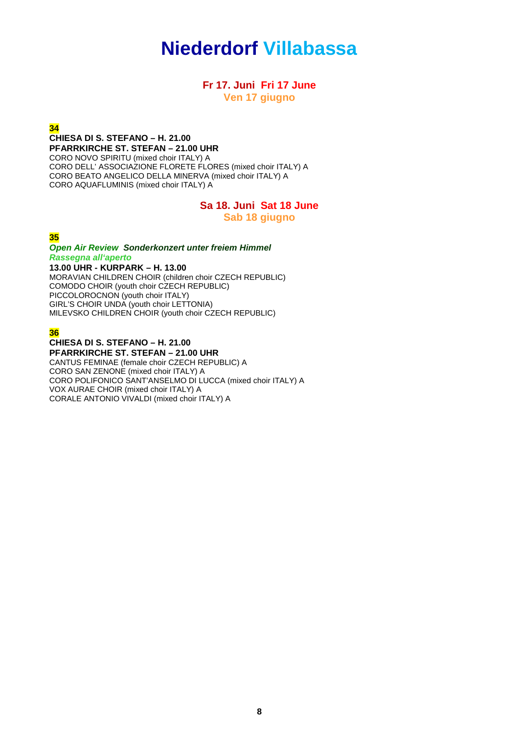# Niederdorf Villabassa

## Fr 17. Juni Fri 17 June
## Ven 17 giugno

**34**

**CHIESA DI S. STEFANO – H. 21.00**
**PFARRKIRCHE ST. STEFAN – 21.00 UHR**
CORO NOVO SPIRITU (mixed choir ITALY) A
CORO DELL' ASSOCIAZIONE FLORETE FLORES (mixed choir ITALY) A
CORO BEATO ANGELICO DELLA MINERVA (mixed choir ITALY) A
CORO AQUAFLUMINIS (mixed choir ITALY) A

## Sa 18. Juni Sat 18 June
## Sab 18 giugno

**35**

***Open Air Review Sonderkonzert unter freiem Himmel***
***Rassegna all'aperto***
**13.00 UHR - KURPARK – H. 13.00**
MORAVIAN CHILDREN CHOIR (children choir CZECH REPUBLIC)
COMODO CHOIR (youth choir CZECH REPUBLIC)
PICCOLOROCNON (youth choir ITALY)
GIRL'S CHOIR UNDA (youth choir LETTONIA)
MILEVSKO CHILDREN CHOIR (youth choir CZECH REPUBLIC)

**36**

**CHIESA DI S. STEFANO – H. 21.00**
**PFARRKIRCHE ST. STEFAN – 21.00 UHR**
CANTUS FEMINAE (female choir CZECH REPUBLIC) A
CORO SAN ZENONE (mixed choir ITALY) A
CORO POLIFONICO SANT'ANSELMO DI LUCCA (mixed choir ITALY) A
VOX AURAE CHOIR (mixed choir ITALY) A
CORALE ANTONIO VIVALDI (mixed choir ITALY) A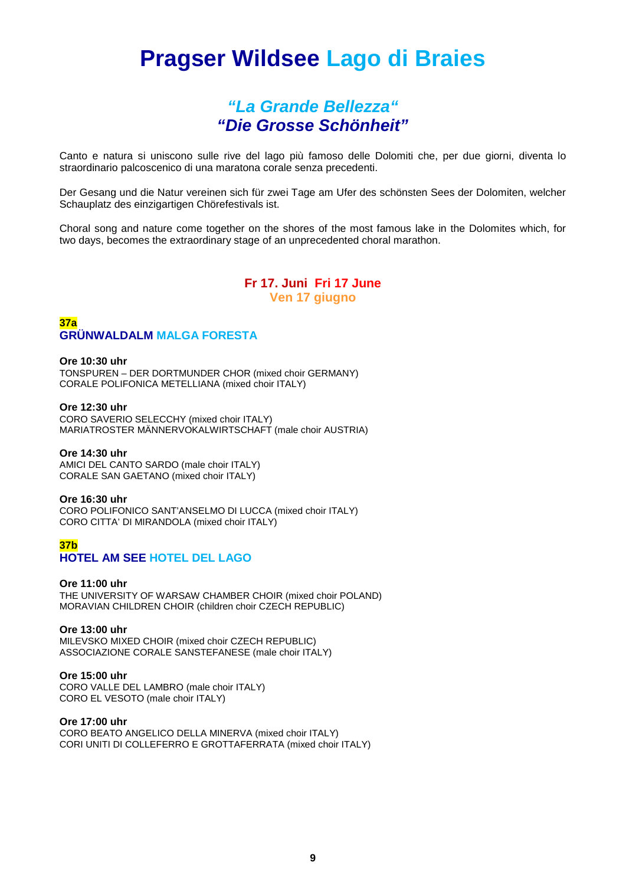# Pragser Wildsee Lago di Braies

## *“La Grande Bellezza“*
## *“Die Grosse Schönheit”*

Canto e natura si uniscono sulle rive del lago più famoso delle Dolomiti che, per due giorni, diventa lo straordinario palcoscenico di una maratona corale senza precedenti.

Der Gesang und die Natur vereinen sich für zwei Tage am Ufer des schönsten Sees der Dolomiten, welcher Schauplatz des einzigartigen Chörefestivals ist.

Choral song and nature come together on the shores of the most famous lake in the Dolomites which, for two days, becomes the extraordinary stage of an unprecedented choral marathon.

### Fr 17. Juni  Fri 17 June
### Ven 17 giugno

**37a**

### GRÜNWALDALM MALGA FORESTA

**Ore 10:30 uhr**
TONSPUREN – DER DORTMUNDER CHOR (mixed choir GERMANY)
CORALE POLIFONICA METELLIANA (mixed choir ITALY)

**Ore 12:30 uhr**
CORO SAVERIO SELECCHY (mixed choir ITALY)
MARIATROSTER MÄNNERVOKALWIRTSCHAFT (male choir AUSTRIA)

**Ore 14:30 uhr**
AMICI DEL CANTO SARDO (male choir ITALY)
CORALE SAN GAETANO (mixed choir ITALY)

**Ore 16:30 uhr**
CORO POLIFONICO SANT’ANSELMO DI LUCCA (mixed choir ITALY)
CORO CITTA’ DI MIRANDOLA (mixed choir ITALY)

**37b**

### HOTEL AM SEE HOTEL DEL LAGO

**Ore 11:00 uhr**
THE UNIVERSITY OF WARSAW CHAMBER CHOIR (mixed choir POLAND)
MORAVIAN CHILDREN CHOIR (children choir CZECH REPUBLIC)

**Ore 13:00 uhr**
MILEVSKO MIXED CHOIR (mixed choir CZECH REPUBLIC)
ASSOCIAZIONE CORALE SANSTEFANESE (male choir ITALY)

**Ore 15:00 uhr**
CORO VALLE DEL LAMBRO (male choir ITALY)
CORO EL VESOTO (male choir ITALY)

**Ore 17:00 uhr**
CORO BEATO ANGELICO DELLA MINERVA (mixed choir ITALY)
CORI UNITI DI COLLEFERRO E GROTTAFERRATA (mixed choir ITALY)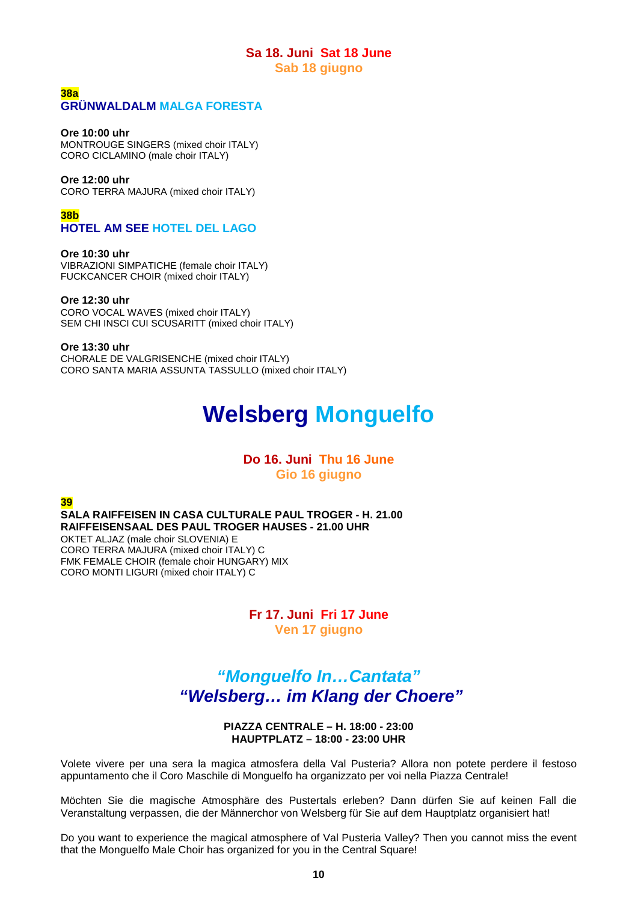## Sa 18. Juni Sat 18 June
## Sab 18 giugno

**38a**
**GRÜNWALDALM MALGA FORESTA**

**Ore 10:00 uhr**
MONTROUGE SINGERS (mixed choir ITALY)
CORO CICLAMINO (male choir ITALY)

**Ore 12:00 uhr**
CORO TERRA MAJURA (mixed choir ITALY)

**38b**
**HOTEL AM SEE HOTEL DEL LAGO**

**Ore 10:30 uhr**
VIBRAZIONI SIMPATICHE (female choir ITALY)
FUCKCANCER CHOIR (mixed choir ITALY)

**Ore 12:30 uhr**
CORO VOCAL WAVES (mixed choir ITALY)
SEM CHI INSCI CUI SCUSARITT (mixed choir ITALY)

**Ore 13:30 uhr**
CHORALE DE VALGRISENCHE (mixed choir ITALY)
CORO SANTA MARIA ASSUNTA TASSULLO (mixed choir ITALY)

# Welsberg Monguelfo

## Do 16. Juni Thu 16 June
## Gio 16 giugno

**39**
**SALA RAIFFEISEN IN CASA CULTURALE PAUL TROGER - H. 21.00**
**RAIFFEISENSAAL DES PAUL TROGER HAUSES - 21.00 UHR**
OKTET ALJAZ (male choir SLOVENIA) E
CORO TERRA MAJURA (mixed choir ITALY) C
FMK FEMALE CHOIR (female choir HUNGARY) MIX
CORO MONTI LIGURI (mixed choir ITALY) C

## Fr 17. Juni Fri 17 June
## Ven 17 giugno

## *"Monguelfo In…Cantata"*
## *"Welsberg… im Klang der Choere"*

**PIAZZA CENTRALE – H. 18:00 - 23:00**
**HAUPTPLATZ – 18:00 - 23:00 UHR**

Volete vivere per una sera la magica atmosfera della Val Pusteria? Allora non potete perdere il festoso appuntamento che il Coro Maschile di Monguelfo ha organizzato per voi nella Piazza Centrale!

Möchten Sie die magische Atmosphäre des Pustertals erleben? Dann dürfen Sie auf keinen Fall die Veranstaltung verpassen, die der Männerchor von Welsberg für Sie auf dem Hauptplatz organisiert hat!

Do you want to experience the magical atmosphere of Val Pusteria Valley? Then you cannot miss the event that the Monguelfo Male Choir has organized for you in the Central Square!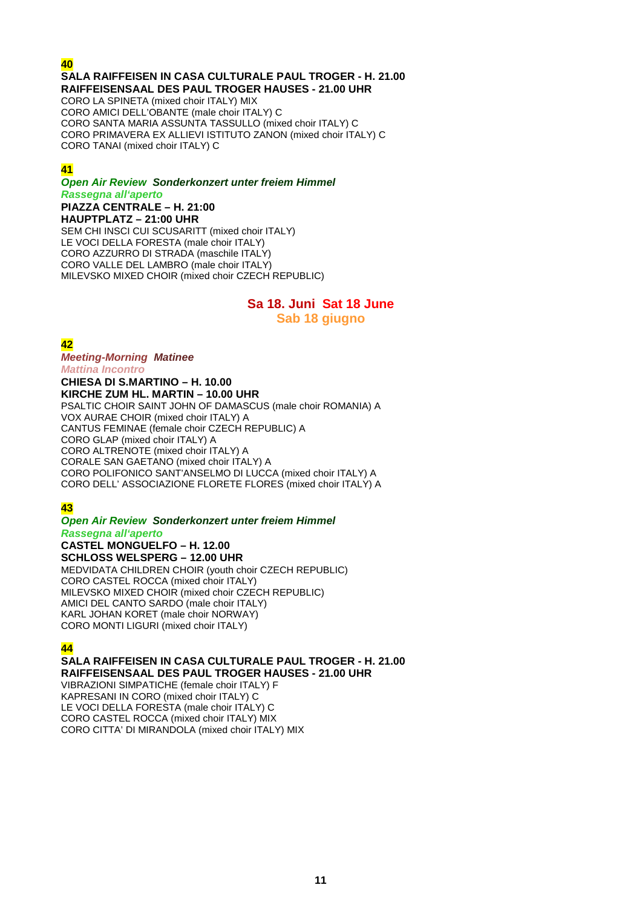**40**

**SALA RAIFFEISEN IN CASA CULTURALE PAUL TROGER - H. 21.00**
**RAIFFEISENSAAL DES PAUL TROGER HAUSES - 21.00 UHR**

CORO LA SPINETA (mixed choir ITALY) MIX
CORO AMICI DELL'OBANTE (male choir ITALY) C
CORO SANTA MARIA ASSUNTA TASSULLO (mixed choir ITALY) C
CORO PRIMAVERA EX ALLIEVI ISTITUTO ZANON (mixed choir ITALY) C
CORO TANAI (mixed choir ITALY) C

**41**

***Open Air Review  Sonderkonzert unter freiem Himmel***
***Rassegna all'aperto***

**PIAZZA CENTRALE – H. 21:00**
**HAUPTPLATZ – 21:00 UHR**

SEM CHI INSCI CUI SCUSARITT (mixed choir ITALY)
LE VOCI DELLA FORESTA (male choir ITALY)
CORO AZZURRO DI STRADA (maschile ITALY)
CORO VALLE DEL LAMBRO (male choir ITALY)
MILEVSKO MIXED CHOIR (mixed choir CZECH REPUBLIC)

## Sa 18. Juni  Sat 18 June
## Sab 18 giugno

**42**

***Meeting-Morning  Matinee***
***Mattina Incontro***

**CHIESA DI S.MARTINO – H. 10.00**
**KIRCHE ZUM HL. MARTIN – 10.00 UHR**

PSALTIC CHOIR SAINT JOHN OF DAMASCUS (male choir ROMANIA) A
VOX AURAE CHOIR (mixed choir ITALY) A
CANTUS FEMINAE (female choir CZECH REPUBLIC) A
CORO GLAP (mixed choir ITALY) A
CORO ALTRENOTE (mixed choir ITALY) A
CORALE SAN GAETANO (mixed choir ITALY) A
CORO POLIFONICO SANT'ANSELMO DI LUCCA (mixed choir ITALY) A
CORO DELL' ASSOCIAZIONE FLORETE FLORES (mixed choir ITALY) A

**43**

***Open Air Review  Sonderkonzert unter freiem Himmel***
***Rassegna all'aperto***

**CASTEL MONGUELFO – H. 12.00**
**SCHLOSS WELSPERG – 12.00 UHR**

MEDVIDATA CHILDREN CHOIR (youth choir CZECH REPUBLIC)
CORO CASTEL ROCCA (mixed choir ITALY)
MILEVSKO MIXED CHOIR (mixed choir CZECH REPUBLIC)
AMICI DEL CANTO SARDO (male choir ITALY)
KARL JOHAN KORET (male choir NORWAY)
CORO MONTI LIGURI (mixed choir ITALY)

**44**

**SALA RAIFFEISEN IN CASA CULTURALE PAUL TROGER - H. 21.00**
**RAIFFEISENSAAL DES PAUL TROGER HAUSES - 21.00 UHR**

VIBRAZIONI SIMPATICHE (female choir ITALY) F
KAPRESANI IN CORO (mixed choir ITALY) C
LE VOCI DELLA FORESTA (male choir ITALY) C
CORO CASTEL ROCCA (mixed choir ITALY) MIX
CORO CITTA' DI MIRANDOLA (mixed choir ITALY) MIX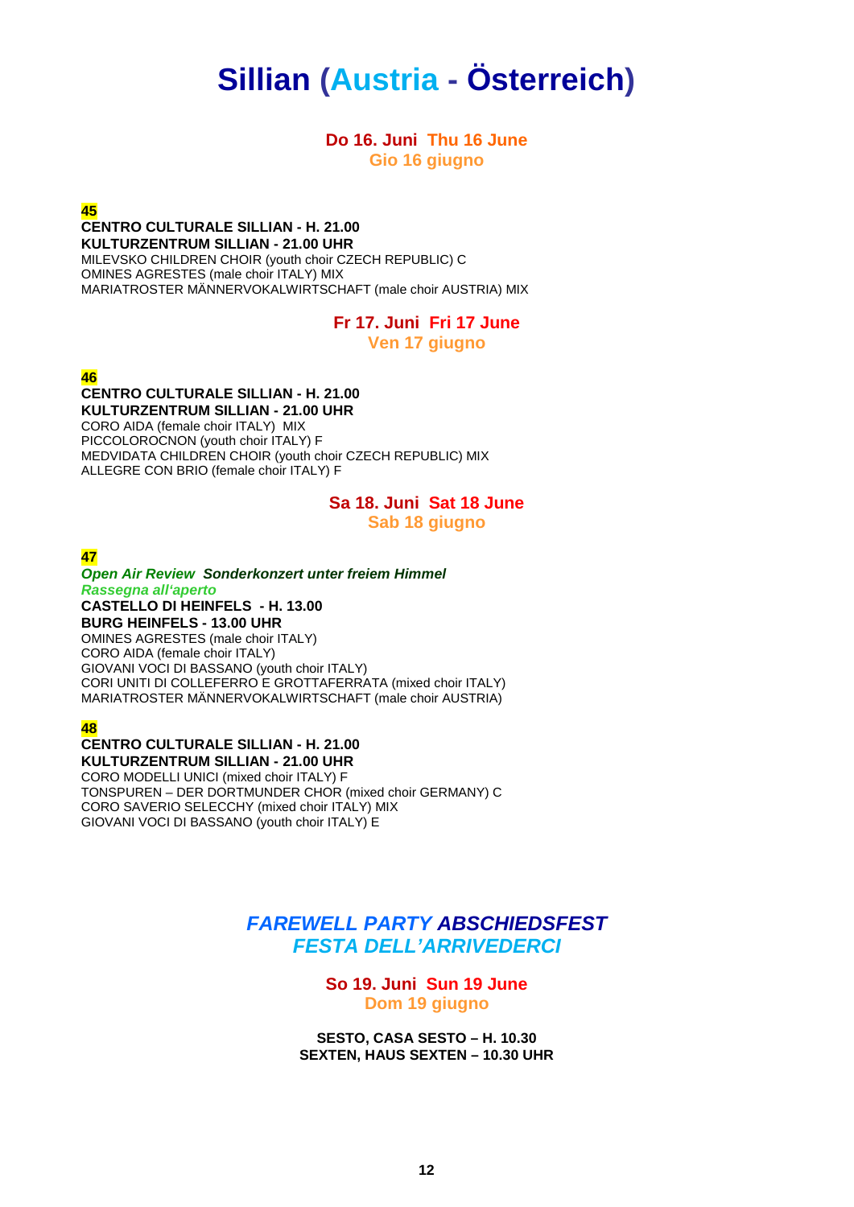# Sillian (Austria - Österreich)

**Do 16. Juni Thu 16 June**
**Gio 16 giugno**

**45**
**CENTRO CULTURALE SILLIAN - H. 21.00**
**KULTURZENTRUM SILLIAN - 21.00 UHR**
MILEVSKO CHILDREN CHOIR (youth choir CZECH REPUBLIC) C
OMINES AGRESTES (male choir ITALY) MIX
MARIATROSTER MÄNNERVOKALWIRTSCHAFT (male choir AUSTRIA) MIX

**Fr 17. Juni Fri 17 June**
**Ven 17 giugno**

**46**
**CENTRO CULTURALE SILLIAN - H. 21.00**
**KULTURZENTRUM SILLIAN - 21.00 UHR**
CORO AIDA (female choir ITALY) MIX
PICCOLOROCNON (youth choir ITALY) F
MEDVIDATA CHILDREN CHOIR (youth choir CZECH REPUBLIC) MIX
ALLEGRE CON BRIO (female choir ITALY) F

**Sa 18. Juni Sat 18 June**
**Sab 18 giugno**

**47**
***Open Air Review Sonderkonzert unter freiem Himmel***
***Rassegna all'aperto***
**CASTELLO DI HEINFELS - H. 13.00**
**BURG HEINFELS - 13.00 UHR**
OMINES AGRESTES (male choir ITALY)
CORO AIDA (female choir ITALY)
GIOVANI VOCI DI BASSANO (youth choir ITALY)
CORI UNITI DI COLLEFERRO E GROTTAFERRATA (mixed choir ITALY)
MARIATROSTER MÄNNERVOKALWIRTSCHAFT (male choir AUSTRIA)

**48**
**CENTRO CULTURALE SILLIAN - H. 21.00**
**KULTURZENTRUM SILLIAN - 21.00 UHR**
CORO MODELLI UNICI (mixed choir ITALY) F
TONSPUREN – DER DORTMUNDER CHOR (mixed choir GERMANY) C
CORO SAVERIO SELECCHY (mixed choir ITALY) MIX
GIOVANI VOCI DI BASSANO (youth choir ITALY) E

## *FAREWELL PARTY ABSCHIEDSFEST*
## *FESTA DELL'ARRIVEDERCI*

**So 19. Juni Sun 19 June**
**Dom 19 giugno**

**SESTO, CASA SESTO – H. 10.30**
**SEXTEN, HAUS SEXTEN – 10.30 UHR**